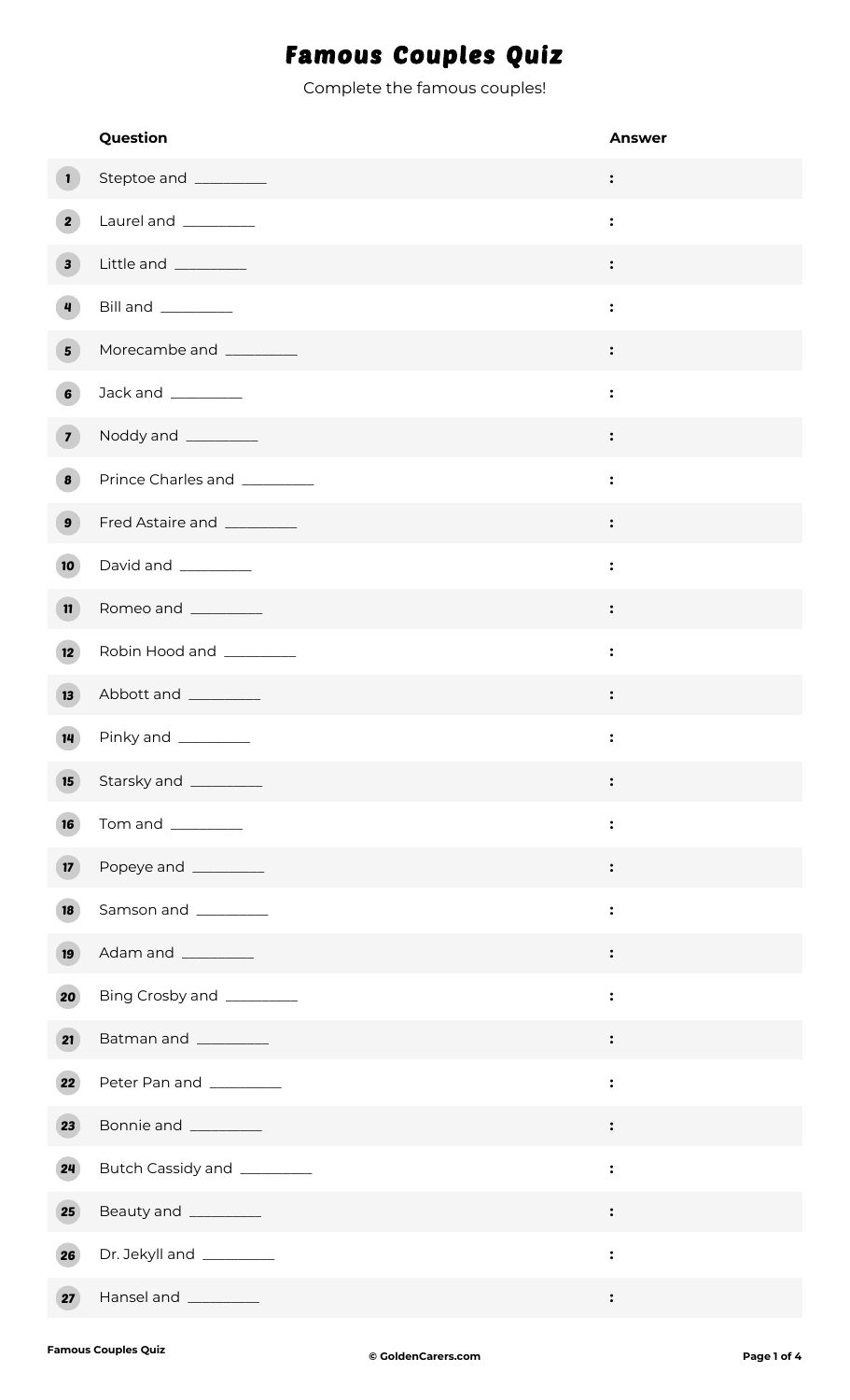# Famous Couples Quiz

Complete the famous couples!

| | Question | Answer |
|---|---|---|
| 1 | Steptoe and _________ | : |
| 2 | Laurel and _________ | : |
| 3 | Little and _________ | : |
| 4 | Bill and _________ | : |
| 5 | Morecambe and _________ | : |
| 6 | Jack and _________ | : |
| 7 | Noddy and _________ | : |
| 8 | Prince Charles and _________ | : |
| 9 | Fred Astaire and _________ | : |
| 10 | David and _________ | : |
| 11 | Romeo and _________ | : |
| 12 | Robin Hood and _________ | : |
| 13 | Abbott and _________ | : |
| 14 | Pinky and _________ | : |
| 15 | Starsky and _________ | : |
| 16 | Tom and _________ | : |
| 17 | Popeye and _________ | : |
| 18 | Samson and _________ | : |
| 19 | Adam and _________ | : |
| 20 | Bing Crosby and _________ | : |
| 21 | Batman and _________ | : |
| 22 | Peter Pan and _________ | : |
| 23 | Bonnie and _________ | : |
| 24 | Butch Cassidy and _________ | : |
| 25 | Beauty and _________ | : |
| 26 | Dr. Jekyll and _________ | : |
| 27 | Hansel and _________ | : |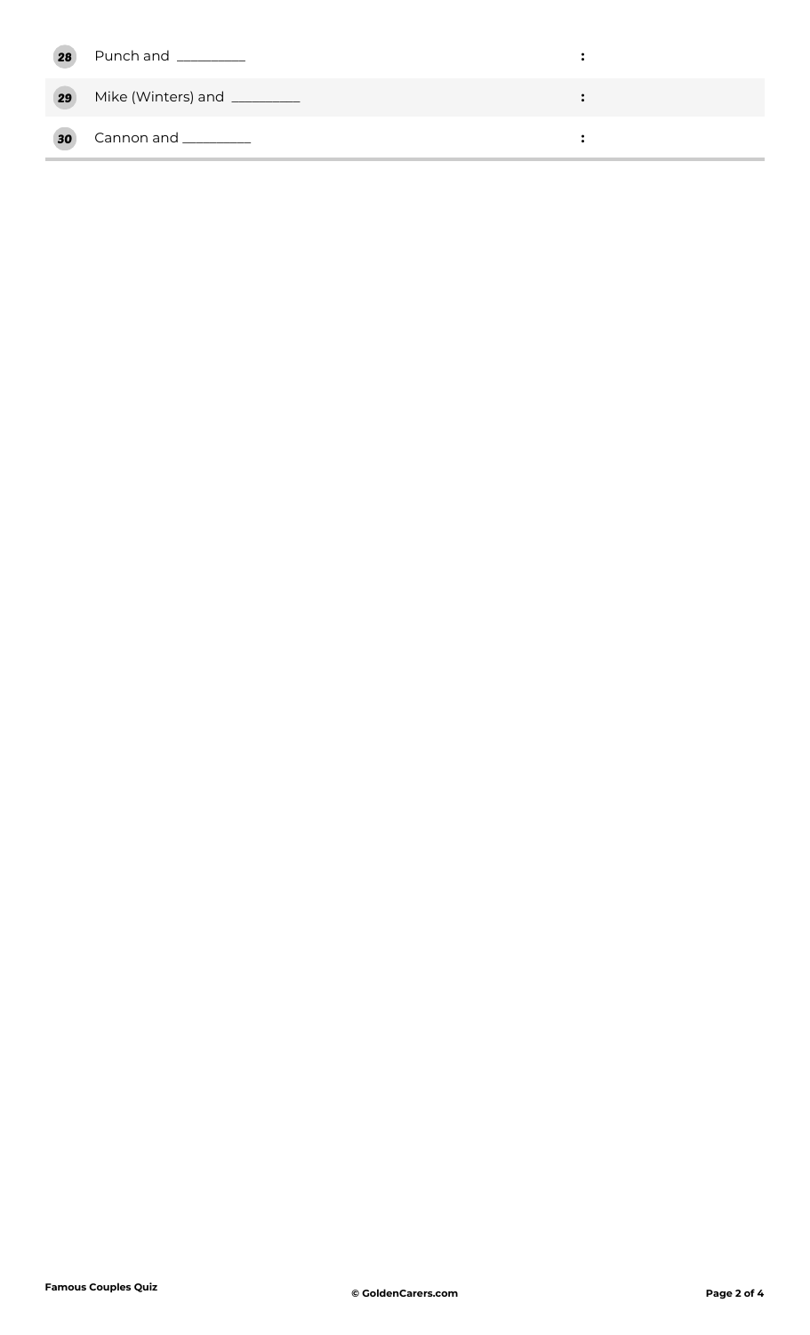| | | |
|---|---|---|
| 28 | Punch and _________ | : |
| 29 | Mike (Winters) and _________ | : |
| 30 | Cannon and _________ | : |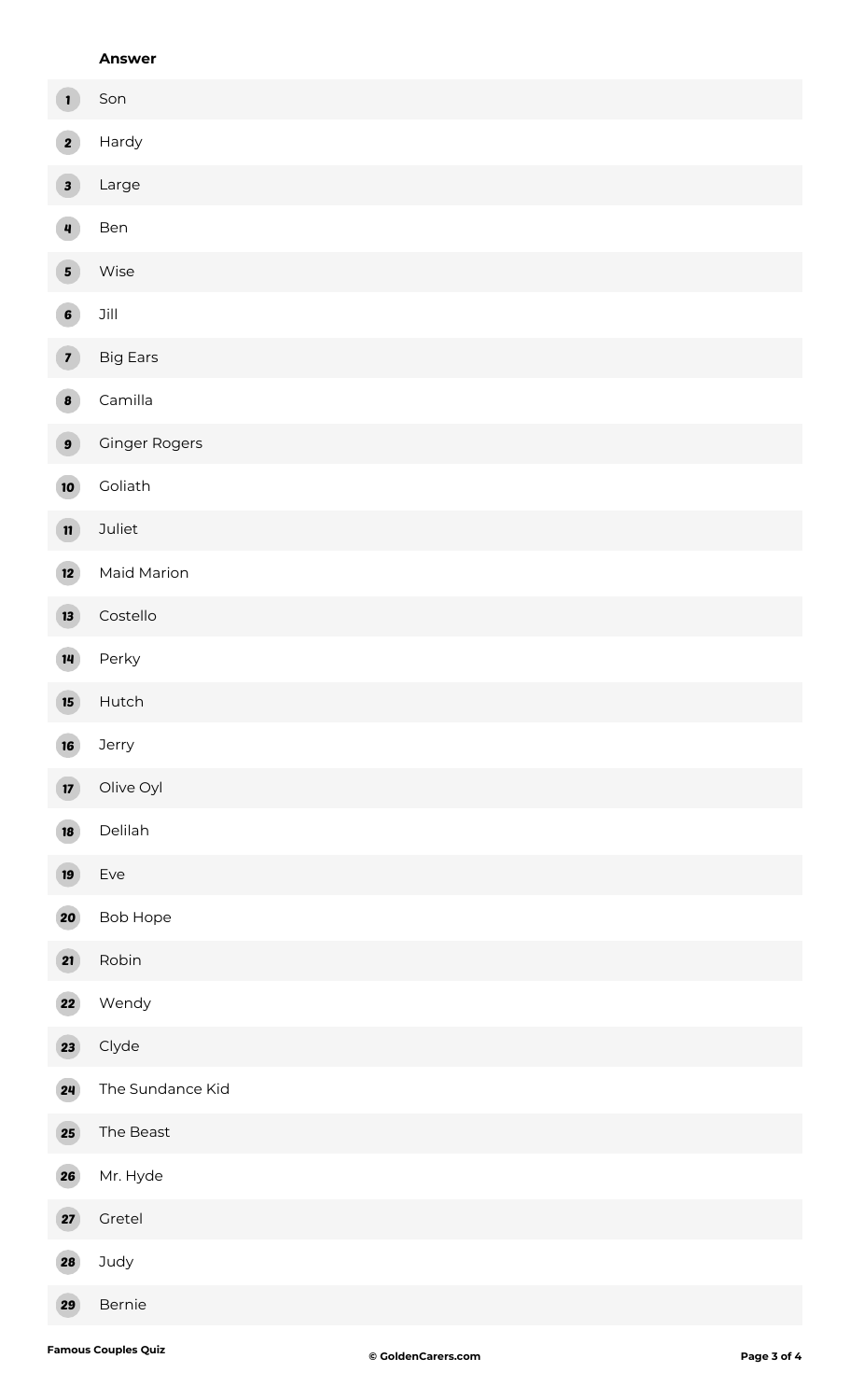| | Answer |
|---|---|
| 1 | Son |
| 2 | Hardy |
| 3 | Large |
| 4 | Ben |
| 5 | Wise |
| 6 | Jill |
| 7 | Big Ears |
| 8 | Camilla |
| 9 | Ginger Rogers |
| 10 | Goliath |
| 11 | Juliet |
| 12 | Maid Marion |
| 13 | Costello |
| 14 | Perky |
| 15 | Hutch |
| 16 | Jerry |
| 17 | Olive Oyl |
| 18 | Delilah |
| 19 | Eve |
| 20 | Bob Hope |
| 21 | Robin |
| 22 | Wendy |
| 23 | Clyde |
| 24 | The Sundance Kid |
| 25 | The Beast |
| 26 | Mr. Hyde |
| 27 | Gretel |
| 28 | Judy |
| 29 | Bernie |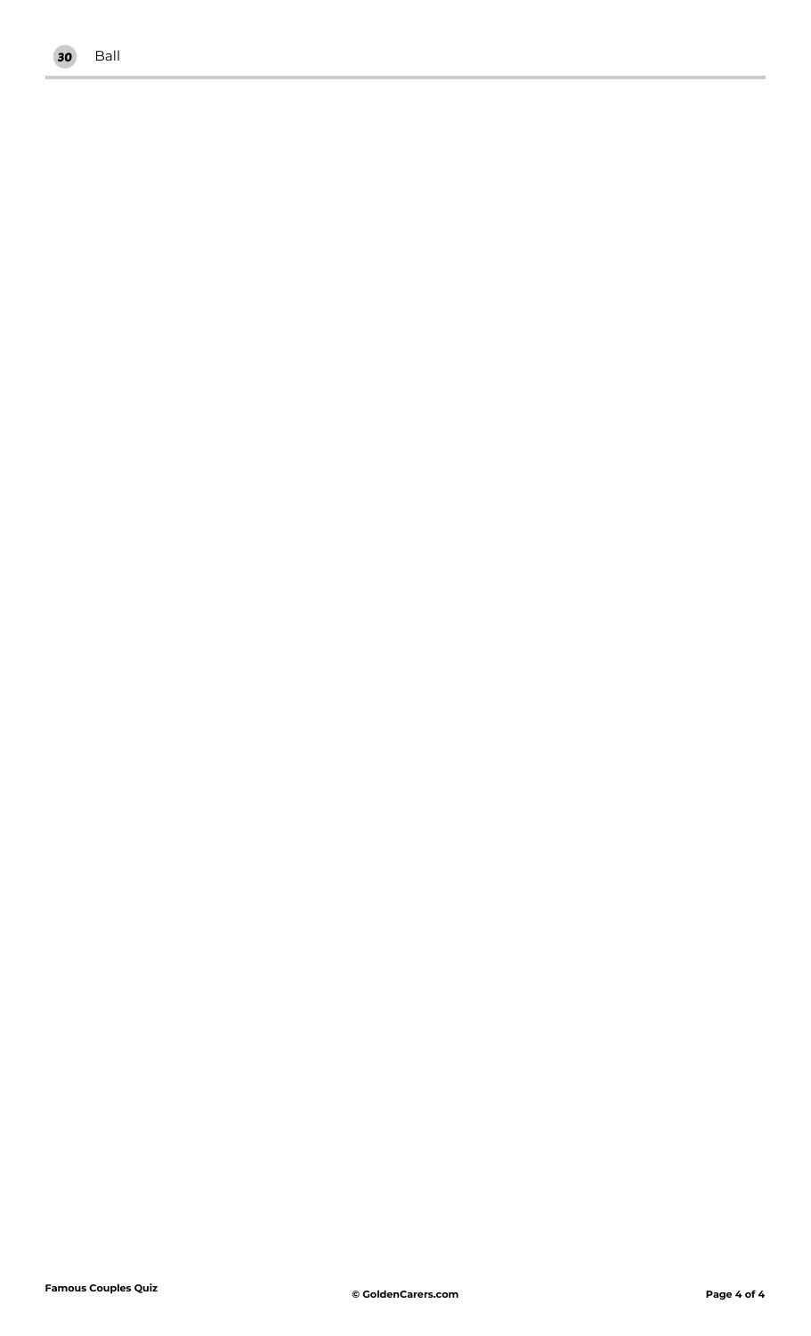30. Ball